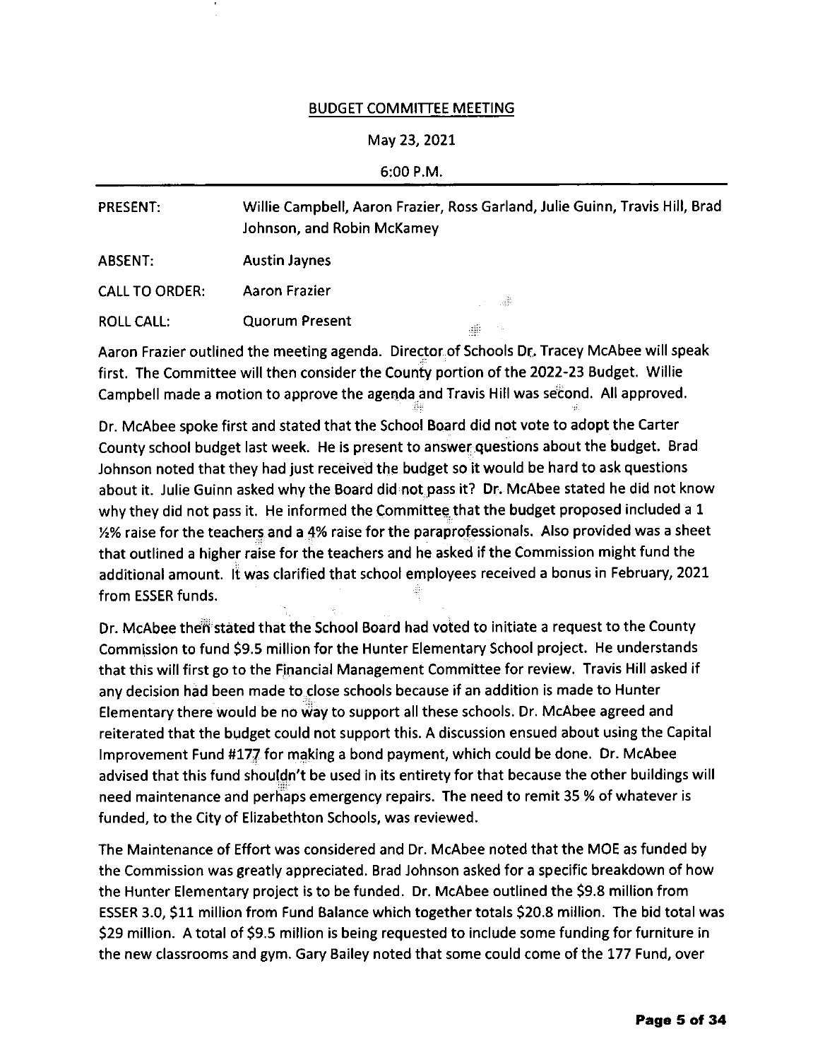## BUDGET COMMITTEE MEETING

May 23, 2021

6:00 P.M.

| | |
|---|---|
| PRESENT: | Willie Campbell, Aaron Frazier, Ross Garland, Julie Guinn, Travis Hill, Brad Johnson, and Robin McKamey |
| ABSENT: | Austin Jaynes |
| CALL TO ORDER: | Aaron Frazier |
| ROLL CALL: | Quorum Present |

Aaron Frazier outlined the meeting agenda. Director of Schools Dr. Tracey McAbee will speak first. The Committee will then consider the County portion of the 2022-23 Budget. Willie Campbell made a motion to approve the agenda and Travis Hill was second. All approved.

Dr. McAbee spoke first and stated that the School Board did not vote to adopt the Carter County school budget last week. He is present to answer questions about the budget. Brad Johnson noted that they had just received the budget so it would be hard to ask questions about it. Julie Guinn asked why the Board did not pass it? Dr. McAbee stated he did not know why they did not pass it. He informed the Committee that the budget proposed included a 1 ½% raise for the teachers and a 4% raise for the paraprofessionals. Also provided was a sheet that outlined a higher raise for the teachers and he asked if the Commission might fund the additional amount. It was clarified that school employees received a bonus in February, 2021 from ESSER funds.

Dr. McAbee then stated that the School Board had voted to initiate a request to the County Commission to fund $9.5 million for the Hunter Elementary School project. He understands that this will first go to the Financial Management Committee for review. Travis Hill asked if any decision had been made to close schools because if an addition is made to Hunter Elementary there would be no way to support all these schools. Dr. McAbee agreed and reiterated that the budget could not support this. A discussion ensued about using the Capital Improvement Fund #177 for making a bond payment, which could be done. Dr. McAbee advised that this fund shouldn't be used in its entirety for that because the other buildings will need maintenance and perhaps emergency repairs. The need to remit 35 % of whatever is funded, to the City of Elizabethton Schools, was reviewed.

The Maintenance of Effort was considered and Dr. McAbee noted that the MOE as funded by the Commission was greatly appreciated. Brad Johnson asked for a specific breakdown of how the Hunter Elementary project is to be funded. Dr. McAbee outlined the $9.8 million from ESSER 3.0, $11 million from Fund Balance which together totals $20.8 million. The bid total was $29 million. A total of $9.5 million is being requested to include some funding for furniture in the new classrooms and gym. Gary Bailey noted that some could come of the 177 Fund, over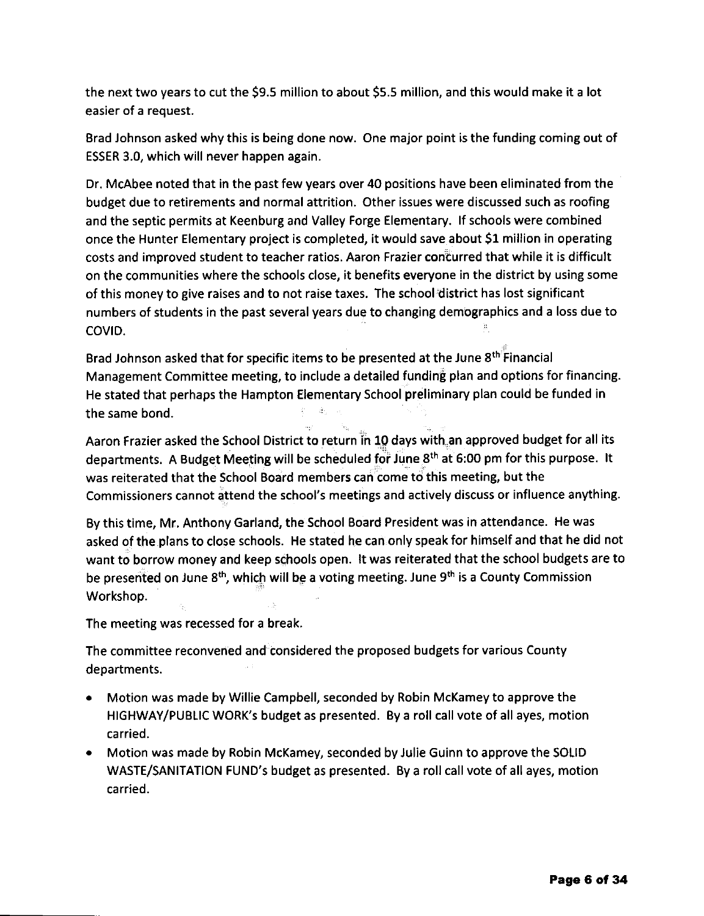the next two years to cut the $9.5 million to about $5.5 million, and this would make it a lot easier of a request.

Brad Johnson asked why this is being done now. One major point is the funding coming out of ESSER 3.0, which will never happen again.

Dr. McAbee noted that in the past few years over 40 positions have been eliminated from the budget due to retirements and normal attrition. Other issues were discussed such as roofing and the septic permits at Keenburg and Valley Forge Elementary. If schools were combined once the Hunter Elementary project is completed, it would save about $1 million in operating costs and improved student to teacher ratios. Aaron Frazier concurred that while it is difficult on the communities where the schools close, it benefits everyone in the district by using some of this money to give raises and to not raise taxes. The school district has lost significant numbers of students in the past several years due to changing demographics and a loss due to COVID.

Brad Johnson asked that for specific items to be presented at the June 8th Financial Management Committee meeting, to include a detailed funding plan and options for financing. He stated that perhaps the Hampton Elementary School preliminary plan could be funded in the same bond.

Aaron Frazier asked the School District to return in 10 days with an approved budget for all its departments. A Budget Meeting will be scheduled for June 8th at 6:00 pm for this purpose. It was reiterated that the School Board members can come to this meeting, but the Commissioners cannot attend the school's meetings and actively discuss or influence anything.

By this time, Mr. Anthony Garland, the School Board President was in attendance. He was asked of the plans to close schools. He stated he can only speak for himself and that he did not want to borrow money and keep schools open. It was reiterated that the school budgets are to be presented on June 8th, which will be a voting meeting. June 9th is a County Commission Workshop.

The meeting was recessed for a break.

The committee reconvened and considered the proposed budgets for various County departments.

- Motion was made by Willie Campbell, seconded by Robin McKamey to approve the HIGHWAY/PUBLIC WORK's budget as presented. By a roll call vote of all ayes, motion carried.
- Motion was made by Robin McKamey, seconded by Julie Guinn to approve the SOLID WASTE/SANITATION FUND's budget as presented. By a roll call vote of all ayes, motion carried.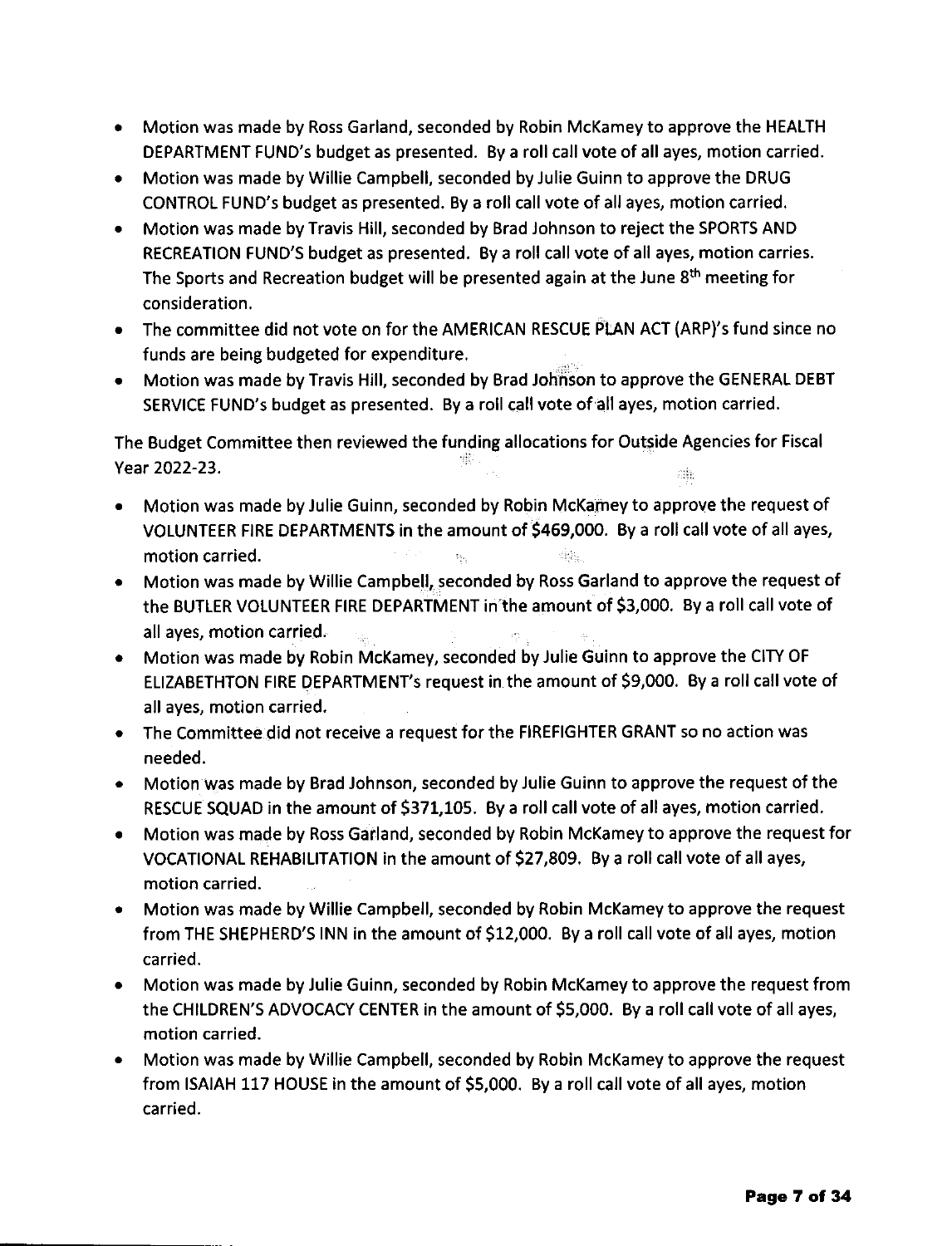- Motion was made by Ross Garland, seconded by Robin McKamey to approve the HEALTH DEPARTMENT FUND's budget as presented. By a roll call vote of all ayes, motion carried.
- Motion was made by Willie Campbell, seconded by Julie Guinn to approve the DRUG CONTROL FUND's budget as presented. By a roll call vote of all ayes, motion carried.
- Motion was made by Travis Hill, seconded by Brad Johnson to reject the SPORTS AND RECREATION FUND'S budget as presented. By a roll call vote of all ayes, motion carries. The Sports and Recreation budget will be presented again at the June 8th meeting for consideration.
- The committee did not vote on for the AMERICAN RESCUE PLAN ACT (ARP)'s fund since no funds are being budgeted for expenditure.
- Motion was made by Travis Hill, seconded by Brad Johnson to approve the GENERAL DEBT SERVICE FUND's budget as presented. By a roll call vote of all ayes, motion carried.

The Budget Committee then reviewed the funding allocations for Outside Agencies for Fiscal Year 2022-23.

- Motion was made by Julie Guinn, seconded by Robin McKamey to approve the request of VOLUNTEER FIRE DEPARTMENTS in the amount of $469,000. By a roll call vote of all ayes, motion carried.
- Motion was made by Willie Campbell, seconded by Ross Garland to approve the request of the BUTLER VOLUNTEER FIRE DEPARTMENT in the amount of $3,000. By a roll call vote of all ayes, motion carried.
- Motion was made by Robin McKamey, seconded by Julie Guinn to approve the CITY OF ELIZABETHTON FIRE DEPARTMENT's request in the amount of $9,000. By a roll call vote of all ayes, motion carried.
- The Committee did not receive a request for the FIREFIGHTER GRANT so no action was needed.
- Motion was made by Brad Johnson, seconded by Julie Guinn to approve the request of the RESCUE SQUAD in the amount of $371,105. By a roll call vote of all ayes, motion carried.
- Motion was made by Ross Garland, seconded by Robin McKamey to approve the request for VOCATIONAL REHABILITATION in the amount of $27,809. By a roll call vote of all ayes, motion carried.
- Motion was made by Willie Campbell, seconded by Robin McKamey to approve the request from THE SHEPHERD'S INN in the amount of $12,000. By a roll call vote of all ayes, motion carried.
- Motion was made by Julie Guinn, seconded by Robin McKamey to approve the request from the CHILDREN'S ADVOCACY CENTER in the amount of $5,000. By a roll call vote of all ayes, motion carried.
- Motion was made by Willie Campbell, seconded by Robin McKamey to approve the request from ISAIAH 117 HOUSE in the amount of $5,000. By a roll call vote of all ayes, motion carried.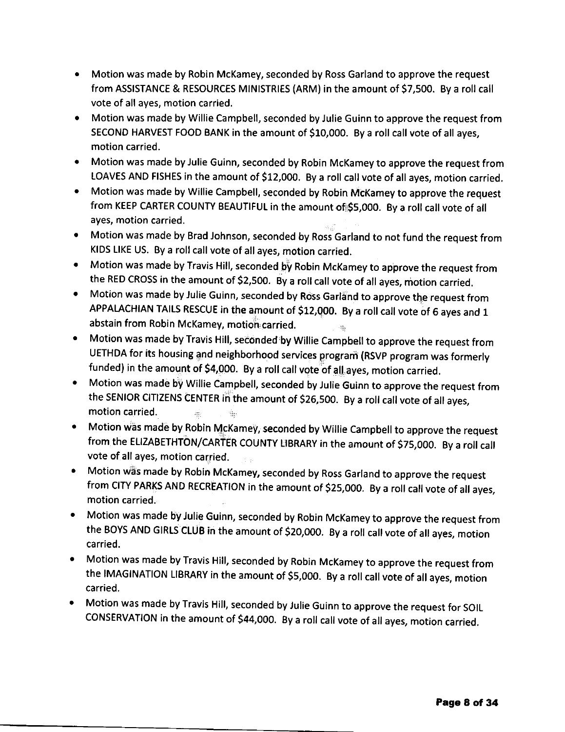- Motion was made by Robin McKamey, seconded by Ross Garland to approve the request from ASSISTANCE & RESOURCES MINISTRIES (ARM) in the amount of $7,500. By a roll call vote of all ayes, motion carried.
- Motion was made by Willie Campbell, seconded by Julie Guinn to approve the request from SECOND HARVEST FOOD BANK in the amount of $10,000. By a roll call vote of all ayes, motion carried.
- Motion was made by Julie Guinn, seconded by Robin McKamey to approve the request from LOAVES AND FISHES in the amount of $12,000. By a roll call vote of all ayes, motion carried.
- Motion was made by Willie Campbell, seconded by Robin McKamey to approve the request from KEEP CARTER COUNTY BEAUTIFUL in the amount of $5,000. By a roll call vote of all ayes, motion carried.
- Motion was made by Brad Johnson, seconded by Ross Garland to not fund the request from KIDS LIKE US. By a roll call vote of all ayes, motion carried.
- Motion was made by Travis Hill, seconded by Robin McKamey to approve the request from the RED CROSS in the amount of $2,500. By a roll call vote of all ayes, motion carried.
- Motion was made by Julie Guinn, seconded by Ross Garland to approve the request from APPALACHIAN TAILS RESCUE in the amount of $12,000. By a roll call vote of 6 ayes and 1 abstain from Robin McKamey, motion carried.
- Motion was made by Travis Hill, seconded by Willie Campbell to approve the request from UETHDA for its housing and neighborhood services program (RSVP program was formerly funded) in the amount of $4,000. By a roll call vote of all ayes, motion carried.
- Motion was made by Willie Campbell, seconded by Julie Guinn to approve the request from the SENIOR CITIZENS CENTER in the amount of $26,500. By a roll call vote of all ayes, motion carried.
- Motion was made by Robin McKamey, seconded by Willie Campbell to approve the request from the ELIZABETHTON/CARTER COUNTY LIBRARY in the amount of $75,000. By a roll call vote of all ayes, motion carried.
- Motion was made by Robin McKamey, seconded by Ross Garland to approve the request from CITY PARKS AND RECREATION in the amount of $25,000. By a roll call vote of all ayes, motion carried.
- Motion was made by Julie Guinn, seconded by Robin McKamey to approve the request from the BOYS AND GIRLS CLUB in the amount of $20,000. By a roll call vote of all ayes, motion carried.
- Motion was made by Travis Hill, seconded by Robin McKamey to approve the request from the IMAGINATION LIBRARY in the amount of $5,000. By a roll call vote of all ayes, motion carried.
- Motion was made by Travis Hill, seconded by Julie Guinn to approve the request for SOIL CONSERVATION in the amount of $44,000. By a roll call vote of all ayes, motion carried.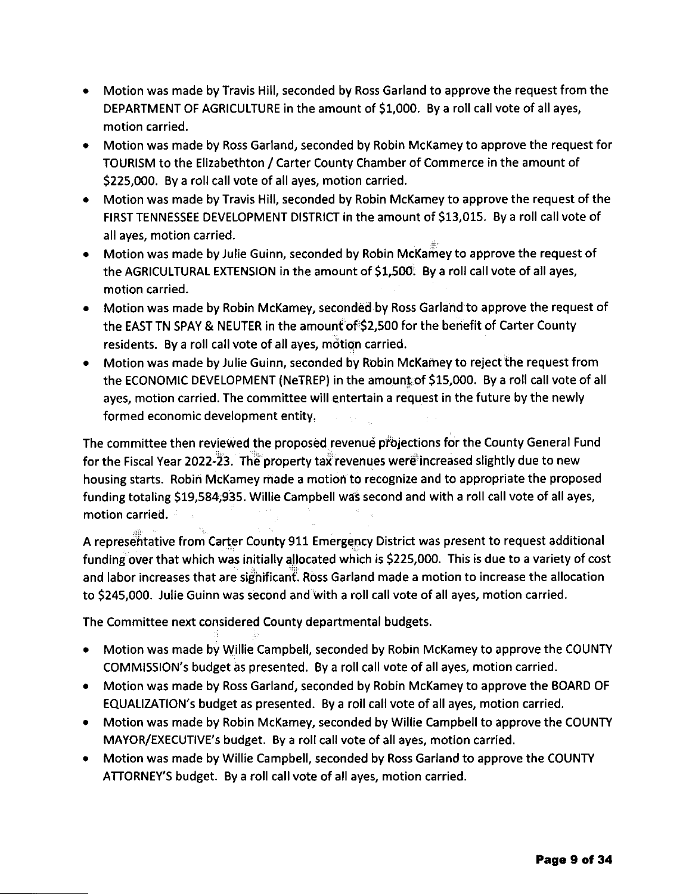- Motion was made by Travis Hill, seconded by Ross Garland to approve the request from the DEPARTMENT OF AGRICULTURE in the amount of $1,000. By a roll call vote of all ayes, motion carried.
- Motion was made by Ross Garland, seconded by Robin McKamey to approve the request for TOURISM to the Elizabethton / Carter County Chamber of Commerce in the amount of $225,000. By a roll call vote of all ayes, motion carried.
- Motion was made by Travis Hill, seconded by Robin McKamey to approve the request of the FIRST TENNESSEE DEVELOPMENT DISTRICT in the amount of $13,015. By a roll call vote of all ayes, motion carried.
- Motion was made by Julie Guinn, seconded by Robin McKamey to approve the request of the AGRICULTURAL EXTENSION in the amount of $1,500. By a roll call vote of all ayes, motion carried.
- Motion was made by Robin McKamey, seconded by Ross Garland to approve the request of the EAST TN SPAY & NEUTER in the amount of $2,500 for the benefit of Carter County residents. By a roll call vote of all ayes, motion carried.
- Motion was made by Julie Guinn, seconded by Robin McKamey to reject the request from the ECONOMIC DEVELOPMENT (NeTREP) in the amount of $15,000. By a roll call vote of all ayes, motion carried. The committee will entertain a request in the future by the newly formed economic development entity.

The committee then reviewed the proposed revenue projections for the County General Fund for the Fiscal Year 2022-23. The property tax revenues were increased slightly due to new housing starts. Robin McKamey made a motion to recognize and to appropriate the proposed funding totaling $19,584,935. Willie Campbell was second and with a roll call vote of all ayes, motion carried.

A representative from Carter County 911 Emergency District was present to request additional funding over that which was initially allocated which is $225,000. This is due to a variety of cost and labor increases that are significant. Ross Garland made a motion to increase the allocation to $245,000. Julie Guinn was second and with a roll call vote of all ayes, motion carried.

The Committee next considered County departmental budgets.

- Motion was made by Willie Campbell, seconded by Robin McKamey to approve the COUNTY COMMISSION's budget as presented. By a roll call vote of all ayes, motion carried.
- Motion was made by Ross Garland, seconded by Robin McKamey to approve the BOARD OF EQUALIZATION's budget as presented. By a roll call vote of all ayes, motion carried.
- Motion was made by Robin McKamey, seconded by Willie Campbell to approve the COUNTY MAYOR/EXECUTIVE's budget. By a roll call vote of all ayes, motion carried.
- Motion was made by Willie Campbell, seconded by Ross Garland to approve the COUNTY ATTORNEY'S budget. By a roll call vote of all ayes, motion carried.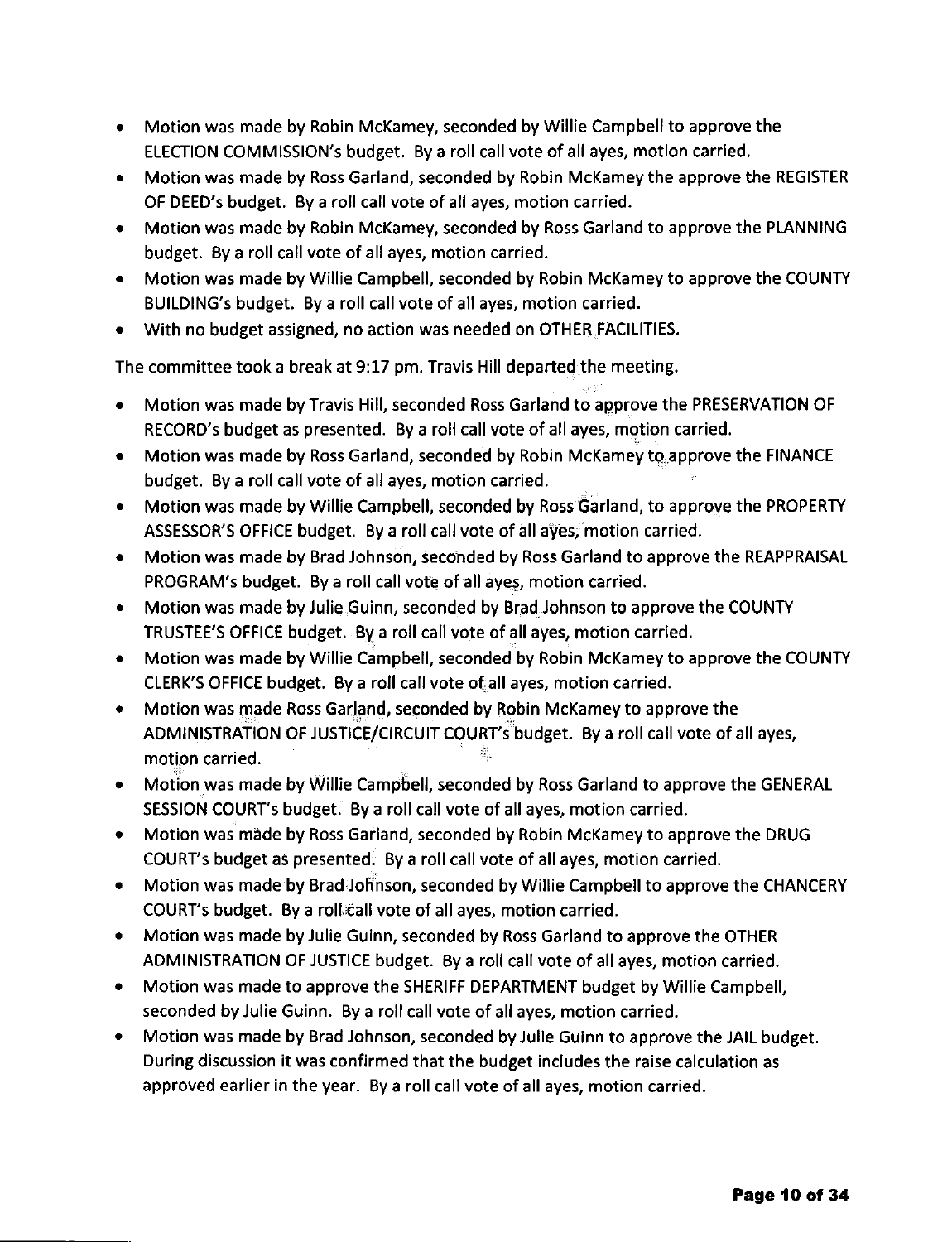- Motion was made by Robin McKamey, seconded by Willie Campbell to approve the ELECTION COMMISSION's budget. By a roll call vote of all ayes, motion carried.
- Motion was made by Ross Garland, seconded by Robin McKamey the approve the REGISTER OF DEED's budget. By a roll call vote of all ayes, motion carried.
- Motion was made by Robin McKamey, seconded by Ross Garland to approve the PLANNING budget. By a roll call vote of all ayes, motion carried.
- Motion was made by Willie Campbell, seconded by Robin McKamey to approve the COUNTY BUILDING's budget. By a roll call vote of all ayes, motion carried.
- With no budget assigned, no action was needed on OTHER FACILITIES.

The committee took a break at 9:17 pm. Travis Hill departed the meeting.

- Motion was made by Travis Hill, seconded Ross Garland to approve the PRESERVATION OF RECORD's budget as presented. By a roll call vote of all ayes, motion carried.
- Motion was made by Ross Garland, seconded by Robin McKamey to approve the FINANCE budget. By a roll call vote of all ayes, motion carried.
- Motion was made by Willie Campbell, seconded by Ross Garland, to approve the PROPERTY ASSESSOR'S OFFICE budget. By a roll call vote of all ayes, motion carried.
- Motion was made by Brad Johnson, seconded by Ross Garland to approve the REAPPRAISAL PROGRAM's budget. By a roll call vote of all ayes, motion carried.
- Motion was made by Julie Guinn, seconded by Brad Johnson to approve the COUNTY TRUSTEE'S OFFICE budget. By a roll call vote of all ayes, motion carried.
- Motion was made by Willie Campbell, seconded by Robin McKamey to approve the COUNTY CLERK'S OFFICE budget. By a roll call vote of all ayes, motion carried.
- Motion was made Ross Garland, seconded by Robin McKamey to approve the ADMINISTRATION OF JUSTICE/CIRCUIT COURT's budget. By a roll call vote of all ayes, motion carried.
- Motion was made by Willie Campbell, seconded by Ross Garland to approve the GENERAL SESSION COURT's budget. By a roll call vote of all ayes, motion carried.
- Motion was made by Ross Garland, seconded by Robin McKamey to approve the DRUG COURT's budget as presented. By a roll call vote of all ayes, motion carried.
- Motion was made by Brad Johnson, seconded by Willie Campbell to approve the CHANCERY COURT's budget. By a roll call vote of all ayes, motion carried.
- Motion was made by Julie Guinn, seconded by Ross Garland to approve the OTHER ADMINISTRATION OF JUSTICE budget. By a roll call vote of all ayes, motion carried.
- Motion was made to approve the SHERIFF DEPARTMENT budget by Willie Campbell, seconded by Julie Guinn. By a roll call vote of all ayes, motion carried.
- Motion was made by Brad Johnson, seconded by Julie Guinn to approve the JAIL budget. During discussion it was confirmed that the budget includes the raise calculation as approved earlier in the year. By a roll call vote of all ayes, motion carried.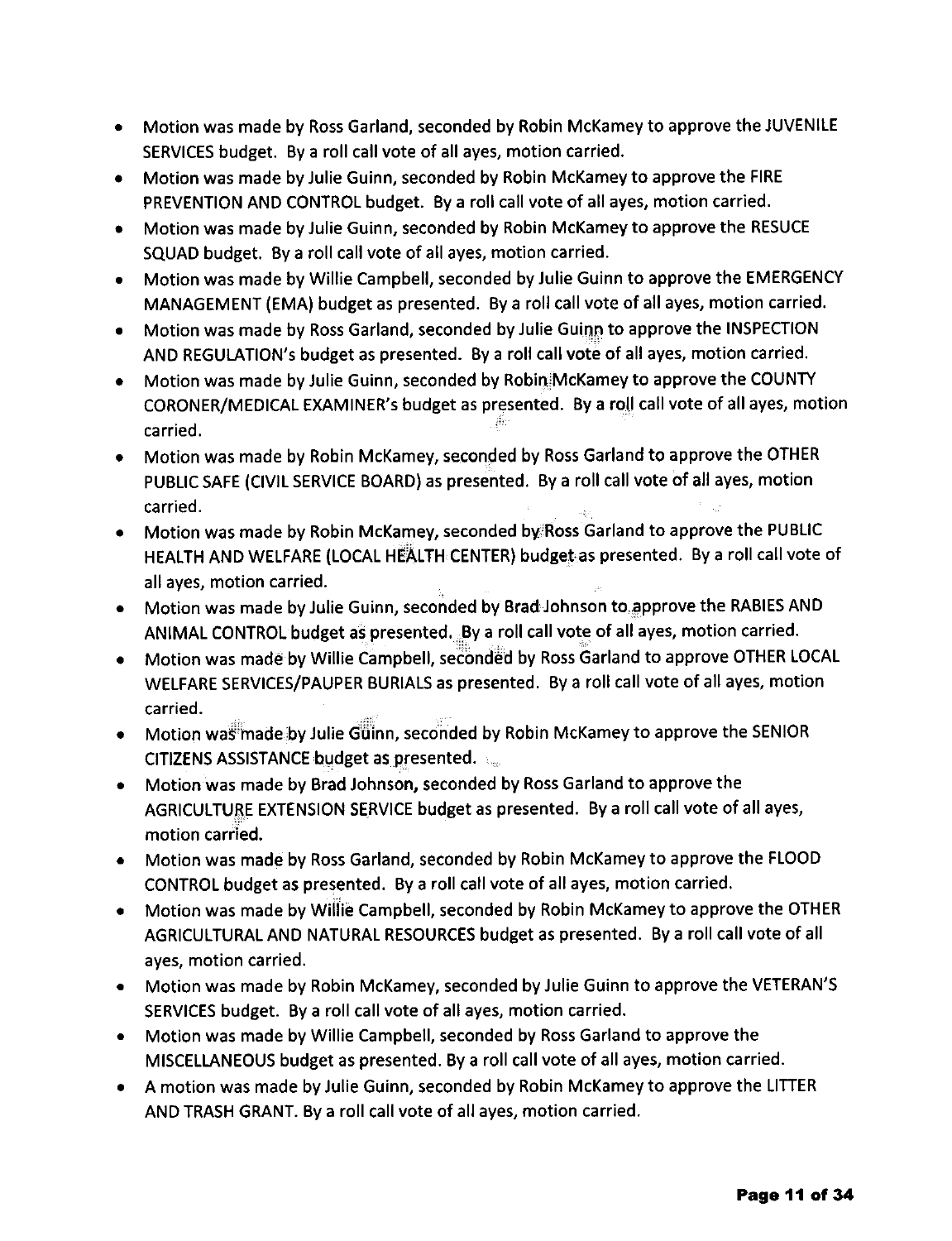- Motion was made by Ross Garland, seconded by Robin McKamey to approve the JUVENILE SERVICES budget. By a roll call vote of all ayes, motion carried.
- Motion was made by Julie Guinn, seconded by Robin McKamey to approve the FIRE PREVENTION AND CONTROL budget. By a roll call vote of all ayes, motion carried.
- Motion was made by Julie Guinn, seconded by Robin McKamey to approve the RESUCE SQUAD budget. By a roll call vote of all ayes, motion carried.
- Motion was made by Willie Campbell, seconded by Julie Guinn to approve the EMERGENCY MANAGEMENT (EMA) budget as presented. By a roll call vote of all ayes, motion carried.
- Motion was made by Ross Garland, seconded by Julie Guinn to approve the INSPECTION AND REGULATION's budget as presented. By a roll call vote of all ayes, motion carried.
- Motion was made by Julie Guinn, seconded by Robin McKamey to approve the COUNTY CORONER/MEDICAL EXAMINER's budget as presented. By a roll call vote of all ayes, motion carried.
- Motion was made by Robin McKamey, seconded by Ross Garland to approve the OTHER PUBLIC SAFE (CIVIL SERVICE BOARD) as presented. By a roll call vote of all ayes, motion carried.
- Motion was made by Robin McKamey, seconded by Ross Garland to approve the PUBLIC HEALTH AND WELFARE (LOCAL HEALTH CENTER) budget as presented. By a roll call vote of all ayes, motion carried.
- Motion was made by Julie Guinn, seconded by Brad Johnson to approve the RABIES AND ANIMAL CONTROL budget as presented. By a roll call vote of all ayes, motion carried.
- Motion was made by Willie Campbell, seconded by Ross Garland to approve OTHER LOCAL WELFARE SERVICES/PAUPER BURIALS as presented. By a roll call vote of all ayes, motion carried.
- Motion was made by Julie Guinn, seconded by Robin McKamey to approve the SENIOR CITIZENS ASSISTANCE budget as presented.
- Motion was made by Brad Johnson, seconded by Ross Garland to approve the AGRICULTURE EXTENSION SERVICE budget as presented. By a roll call vote of all ayes, motion carried.
- Motion was made by Ross Garland, seconded by Robin McKamey to approve the FLOOD CONTROL budget as presented. By a roll call vote of all ayes, motion carried.
- Motion was made by Willie Campbell, seconded by Robin McKamey to approve the OTHER AGRICULTURAL AND NATURAL RESOURCES budget as presented. By a roll call vote of all ayes, motion carried.
- Motion was made by Robin McKamey, seconded by Julie Guinn to approve the VETERAN'S SERVICES budget. By a roll call vote of all ayes, motion carried.
- Motion was made by Willie Campbell, seconded by Ross Garland to approve the MISCELLANEOUS budget as presented. By a roll call vote of all ayes, motion carried.
- A motion was made by Julie Guinn, seconded by Robin McKamey to approve the LITTER AND TRASH GRANT. By a roll call vote of all ayes, motion carried.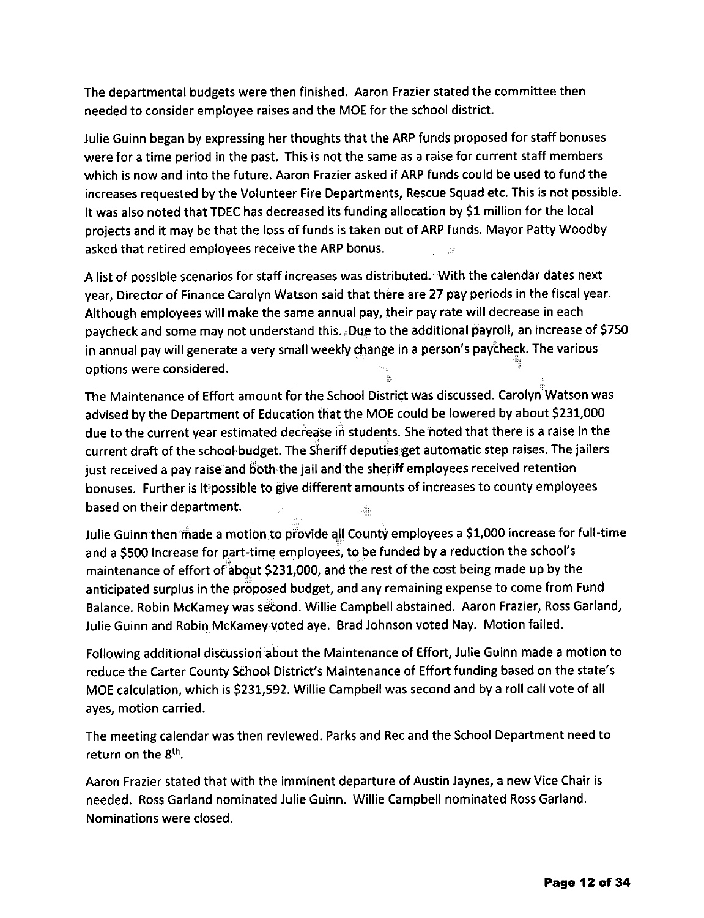The departmental budgets were then finished. Aaron Frazier stated the committee then needed to consider employee raises and the MOE for the school district.

Julie Guinn began by expressing her thoughts that the ARP funds proposed for staff bonuses were for a time period in the past. This is not the same as a raise for current staff members which is now and into the future. Aaron Frazier asked if ARP funds could be used to fund the increases requested by the Volunteer Fire Departments, Rescue Squad etc. This is not possible. It was also noted that TDEC has decreased its funding allocation by $1 million for the local projects and it may be that the loss of funds is taken out of ARP funds. Mayor Patty Woodby asked that retired employees receive the ARP bonus.

A list of possible scenarios for staff increases was distributed. With the calendar dates next year, Director of Finance Carolyn Watson said that there are 27 pay periods in the fiscal year. Although employees will make the same annual pay, their pay rate will decrease in each paycheck and some may not understand this. Due to the additional payroll, an increase of $750 in annual pay will generate a very small weekly change in a person's paycheck. The various options were considered.

The Maintenance of Effort amount for the School District was discussed. Carolyn Watson was advised by the Department of Education that the MOE could be lowered by about $231,000 due to the current year estimated decrease in students. She noted that there is a raise in the current draft of the school budget. The Sheriff deputies get automatic step raises. The jailers just received a pay raise and both the jail and the sheriff employees received retention bonuses. Further is it possible to give different amounts of increases to county employees based on their department.

Julie Guinn then made a motion to provide all County employees a $1,000 increase for full-time and a $500 increase for part-time employees, to be funded by a reduction the school's maintenance of effort of about $231,000, and the rest of the cost being made up by the anticipated surplus in the proposed budget, and any remaining expense to come from Fund Balance. Robin McKamey was second. Willie Campbell abstained. Aaron Frazier, Ross Garland, Julie Guinn and Robin McKamey voted aye. Brad Johnson voted Nay. Motion failed.

Following additional discussion about the Maintenance of Effort, Julie Guinn made a motion to reduce the Carter County School District's Maintenance of Effort funding based on the state's MOE calculation, which is $231,592. Willie Campbell was second and by a roll call vote of all ayes, motion carried.

The meeting calendar was then reviewed. Parks and Rec and the School Department need to return on the 8th.

Aaron Frazier stated that with the imminent departure of Austin Jaynes, a new Vice Chair is needed. Ross Garland nominated Julie Guinn. Willie Campbell nominated Ross Garland. Nominations were closed.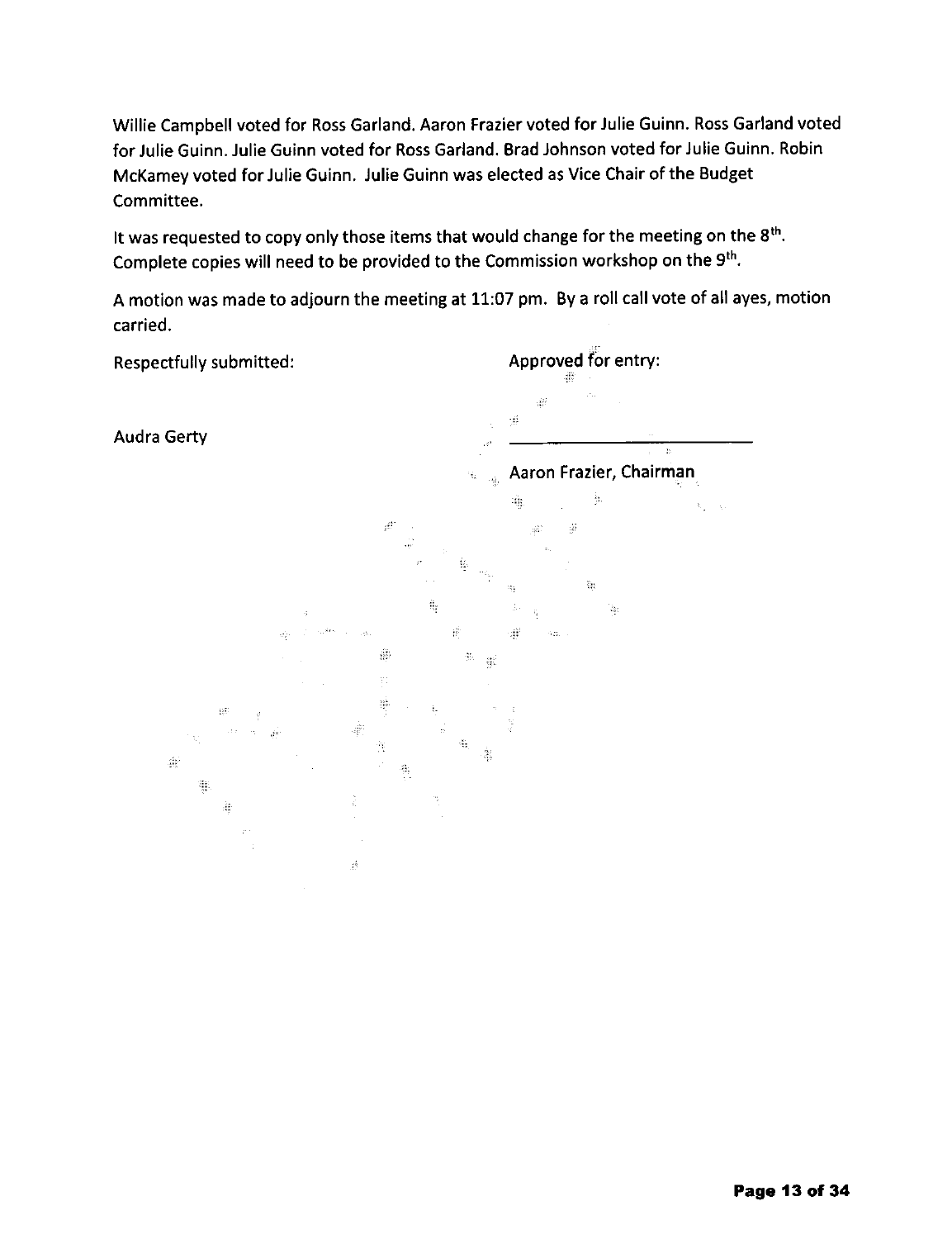Willie Campbell voted for Ross Garland. Aaron Frazier voted for Julie Guinn. Ross Garland voted for Julie Guinn. Julie Guinn voted for Ross Garland. Brad Johnson voted for Julie Guinn. Robin McKamey voted for Julie Guinn. Julie Guinn was elected as Vice Chair of the Budget Committee.

It was requested to copy only those items that would change for the meeting on the 8th. Complete copies will need to be provided to the Commission workshop on the 9th.

A motion was made to adjourn the meeting at 11:07 pm. By a roll call vote of all ayes, motion carried.

Respectfully submitted:

Audra Gerty

Approved for entry:

\_\_\_\_\_\_\_\_\_\_\_\_\_\_\_\_\_\_\_\_\_\_\_\_\_\_\_\_

Aaron Frazier, Chairman